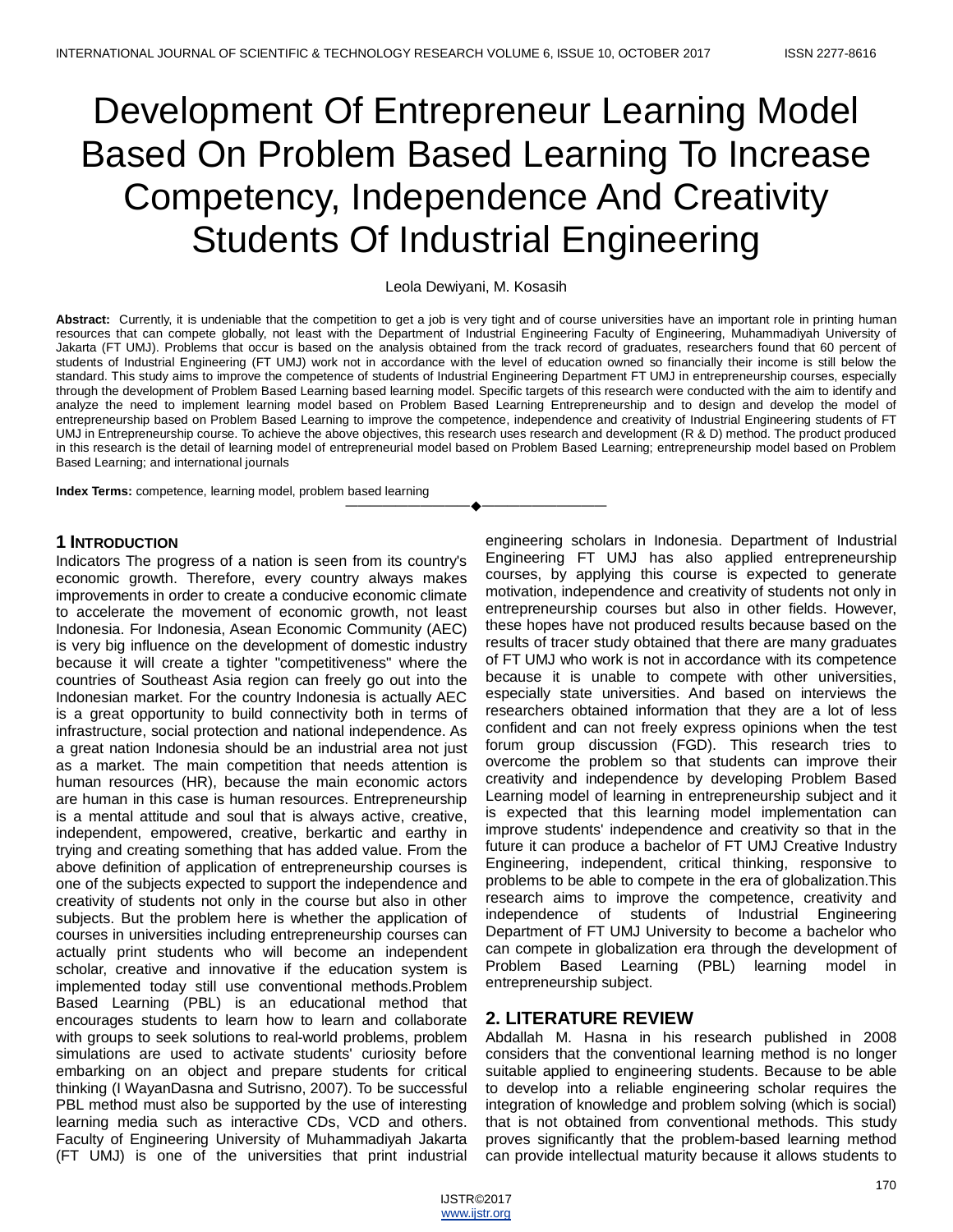# Development Of Entrepreneur Learning Model Based On Problem Based Learning To Increase Competency, Independence And Creativity Students Of Industrial Engineering

Leola Dewiyani, M. Kosasih

**Abstract:** Currently, it is undeniable that the competition to get a job is very tight and of course universities have an important role in printing human resources that can compete globally, not least with the Department of Industrial Engineering Faculty of Engineering, Muhammadiyah University of Jakarta (FT UMJ). Problems that occur is based on the analysis obtained from the track record of graduates, researchers found that 60 percent of students of Industrial Engineering (FT UMJ) work not in accordance with the level of education owned so financially their income is still below the standard. This study aims to improve the competence of students of Industrial Engineering Department FT UMJ in entrepreneurship courses, especially through the development of Problem Based Learning based learning model. Specific targets of this research were conducted with the aim to identify and analyze the need to implement learning model based on Problem Based Learning Entrepreneurship and to design and develop the model of entrepreneurship based on Problem Based Learning to improve the competence, independence and creativity of Industrial Engineering students of FT UMJ in Entrepreneurship course. To achieve the above objectives, this research uses research and development (R & D) method. The product produced in this research is the detail of learning model of entrepreneurial model based on Problem Based Learning; entrepreneurship model based on Problem Based Learning; and international journals

**Index Terms:** competence, learning model, problem based learning

## 1 INTRODUCTION

Indicators The progress of a nation is seen from its country's economic growth. Therefore, every country always makes improvements in order to create a conducive economic climate to accelerate the movement of economic growth, not least Indonesia. For Indonesia, Asean Economic Community (AEC) is very big influence on the development of domestic industry because it will create a tighter "competitiveness" where the countries of Southeast Asia region can freely go out into the Indonesian market. For the country Indonesia is actually AEC is a great opportunity to build connectivity both in terms of infrastructure, social protection and national independence. As a great nation Indonesia should be an industrial area not just as a market. The main competition that needs attention is human resources (HR), because the main economic actors are human in this case is human resources. Entrepreneurship is a mental attitude and soul that is always active, creative, independent, empowered, creative, berkartic and earthy in trying and creating something that has added value. From the above definition of application of entrepreneurship courses is one of the subjects expected to support the independence and creativity of students not only in the course but also in other subjects. But the problem here is whether the application of courses in universities including entrepreneurship courses can actually print students who will become an independent scholar, creative and innovative if the education system is implemented today still use conventional methods.Problem Based Learning (PBL) is an educational method that encourages students to learn how to learn and collaborate with groups to seek solutions to real-world problems, problem simulations are used to activate students' curiosity before embarking on an object and prepare students for critical thinking (I WayanDasna and Sutrisno, 2007). To be successful PBL method must also be supported by the use of interesting learning media such as interactive CDs, VCD and others. Faculty of Engineering University of Muhammadiyah Jakarta (FT UMJ) is one of the universities that print industrial engineering scholars in Indonesia. Department of Industrial Engineering FT UMJ has also applied entrepreneurship courses, by applying this course is expected to generate motivation, independence and creativity of students not only in entrepreneurship courses but also in other fields. However, these hopes have not produced results because based on the results of tracer study obtained that there are many graduates of FT UMJ who work is not in accordance with its competence because it is unable to compete with other universities, especially state universities. And based on interviews the researchers obtained information that they are a lot of less confident and can not freely express opinions when the test forum group discussion (FGD). This research tries to overcome the problem so that students can improve their creativity and independence by developing Problem Based Learning model of learning in entrepreneurship subject and it is expected that this learning model implementation can improve students' independence and creativity so that in the future it can produce a bachelor of FT UMJ Creative Industry Engineering, independent, critical thinking, responsive to problems to be able to compete in the era of globalization.This research aims to improve the competence, creativity and independence of students of Industrial Engineering Department of FT UMJ University to become a bachelor who can compete in globalization era through the development of Problem Based Learning (PBL) learning model in entrepreneurship subject.

## 2. LITERATURE REVIEW

Abdallah M. Hasna in his research published in 2008 considers that the conventional learning method is no longer suitable applied to engineering students. Because to be able to develop into a reliable engineering scholar requires the integration of knowledge and problem solving (which is social) that is not obtained from conventional methods. This study proves significantly that the problem-based learning method can provide intellectual maturity because it allows students to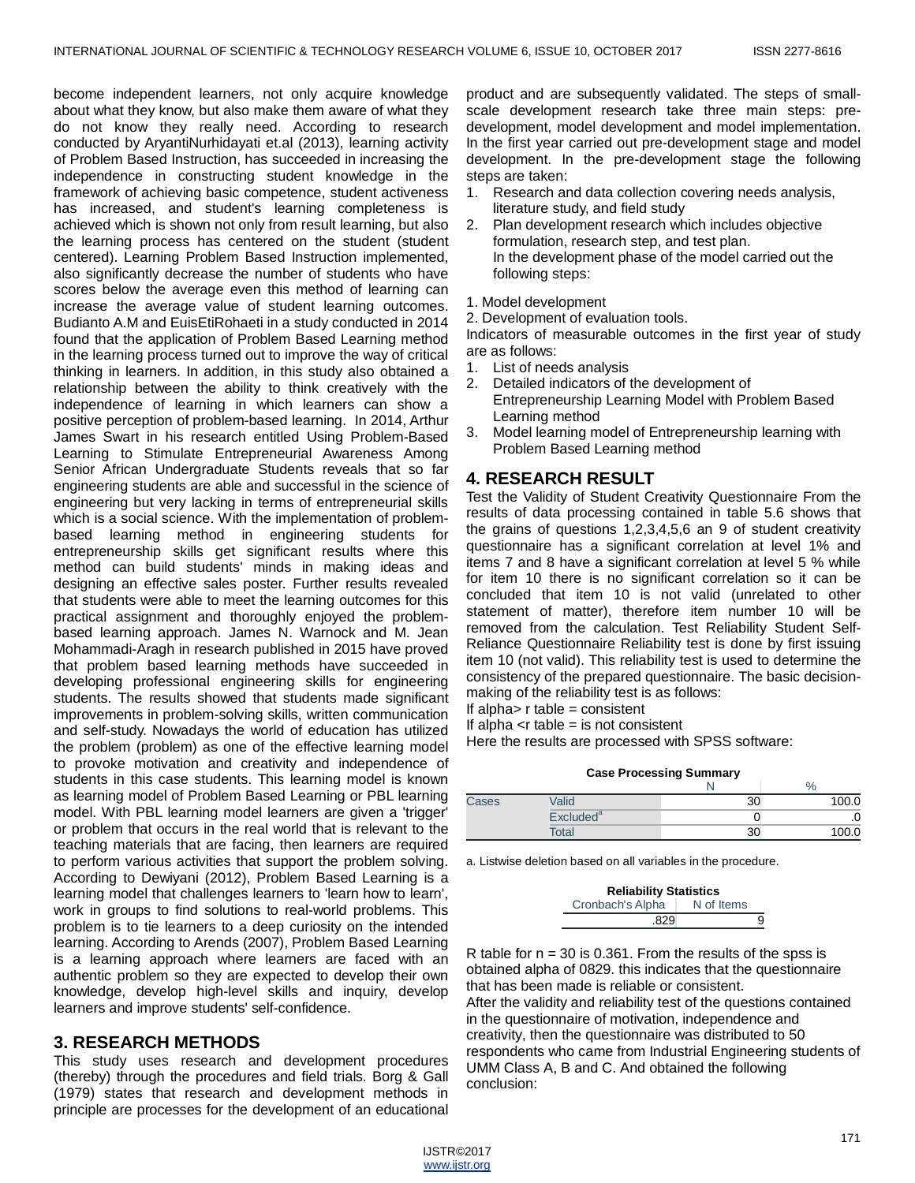become independent learners, not only acquire knowledge about what they know, but also make them aware of what they do not know they really need. According to research conducted by AryantiNurhidayati et.al (2013), learning activity of Problem Based Instruction, has succeeded in increasing the independence in constructing student knowledge in the framework of achieving basic competence, student activeness has increased, and student's learning completeness is achieved which is shown not only from result learning, but also the learning process has centered on the student (student centered). Learning Problem Based Instruction implemented, also significantly decrease the number of students who have scores below the average even this method of learning can increase the average value of student learning outcomes. Budianto A.M and EuisEtiRohaeti in a study conducted in 2014 found that the application of Problem Based Learning method in the learning process turned out to improve the way of critical thinking in learners. In addition, in this study also obtained a relationship between the ability to think creatively with the independence of learning in which learners can show a positive perception of problem-based learning. In 2014, Arthur James Swart in his research entitled Using Problem-Based Learning to Stimulate Entrepreneurial Awareness Among Senior African Undergraduate Students reveals that so far engineering students are able and successful in the science of engineering but very lacking in terms of entrepreneurial skills which is a social science. With the implementation of problem-based learning method in engineering students for entrepreneurship skills get significant results where this method can build students' minds in making ideas and designing an effective sales poster. Further results revealed that students were able to meet the learning outcomes for this practical assignment and thoroughly enjoyed the problem-based learning approach. James N. Warnock and M. Jean Mohammadi-Aragh in research published in 2015 have proved that problem based learning methods have succeeded in developing professional engineering skills for engineering students. The results showed that students made significant improvements in problem-solving skills, written communication and self-study. Nowadays the world of education has utilized the problem (problem) as one of the effective learning model to provoke motivation and creativity and independence of students in this case students. This learning model is known as learning model of Problem Based Learning or PBL learning model. With PBL learning model learners are given a 'trigger' or problem that occurs in the real world that is relevant to the teaching materials that are facing, then learners are required to perform various activities that support the problem solving. According to Dewiyani (2012), Problem Based Learning is a learning model that challenges learners to 'learn how to learn', work in groups to find solutions to real-world problems. This problem is to tie learners to a deep curiosity on the intended learning. According to Arends (2007), Problem Based Learning is a learning approach where learners are faced with an authentic problem so they are expected to develop their own knowledge, develop high-level skills and inquiry, develop learners and improve students' self-confidence.

## 3. RESEARCH METHODS

This study uses research and development procedures (thereby) through the procedures and field trials. Borg & Gall (1979) states that research and development methods in principle are processes for the development of an educational product and are subsequently validated. The steps of small-scale development research take three main steps: pre-development, model development and model implementation. In the first year carried out pre-development stage and model development. In the pre-development stage the following steps are taken:

1. Research and data collection covering needs analysis, literature study, and field study
2. Plan development research which includes objective formulation, research step, and test plan.
   In the development phase of the model carried out the following steps:

1. Model development
2. Development of evaluation tools.

Indicators of measurable outcomes in the first year of study are as follows:

1. List of needs analysis
2. Detailed indicators of the development of Entrepreneurship Learning Model with Problem Based Learning method
3. Model learning model of Entrepreneurship learning with Problem Based Learning method

## 4. RESEARCH RESULT

Test the Validity of Student Creativity Questionnaire From the results of data processing contained in table 5.6 shows that the grains of questions 1,2,3,4,5,6 an 9 of student creativity questionnaire has a significant correlation at level 1% and items 7 and 8 have a significant correlation at level 5 % while for item 10 there is no significant correlation so it can be concluded that item 10 is not valid (unrelated to other statement of matter), therefore item number 10 will be removed from the calculation. Test Reliability Student Self-Reliance Questionnaire Reliability test is done by first issuing item 10 (not valid). This reliability test is used to determine the consistency of the prepared questionnaire. The basic decision-making of the reliability test is as follows:

If alpha> r table = consistent

If alpha <r table = is not consistent

Here the results are processed with SPSS software:

**Case Processing Summary**

| | | N | % |
|---|---|---|---|
| Cases | Valid | 30 | 100.0 |
| | Excluded[a] | 0 | .0 |
| | Total | 30 | 100.0 |

a. Listwise deletion based on all variables in the procedure.

**Reliability Statistics**

| Cronbach's Alpha | N of Items |
|---|---|
| .829 | 9 |

R table for n = 30 is 0.361. From the results of the spss is obtained alpha of 0829. this indicates that the questionnaire that has been made is reliable or consistent.

After the validity and reliability test of the questions contained in the questionnaire of motivation, independence and creativity, then the questionnaire was distributed to 50 respondents who came from Industrial Engineering students of UMM Class A, B and C. And obtained the following conclusion: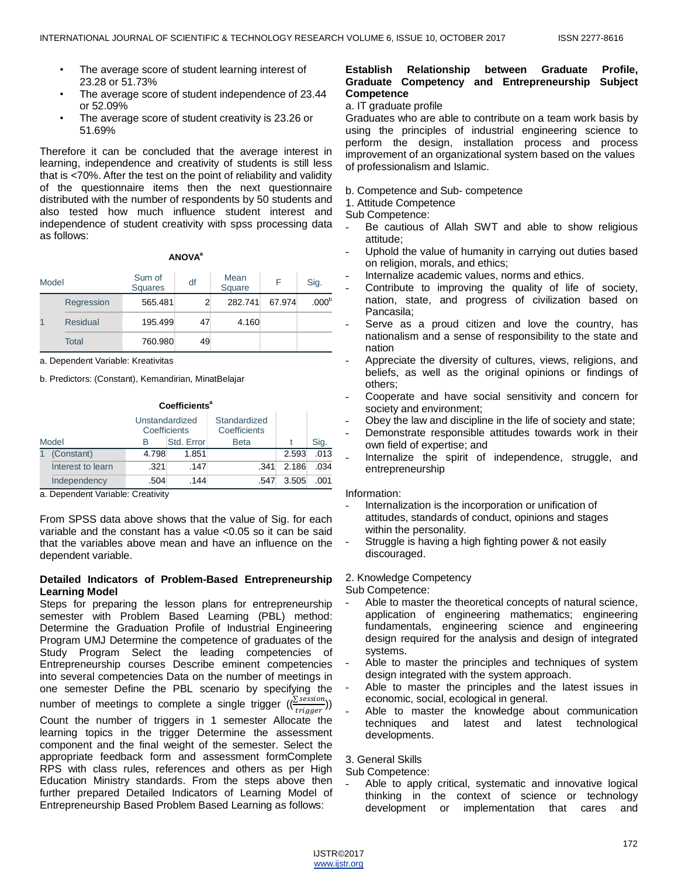- The average score of student learning interest of 23.28 or 51.73%
- The average score of student independence of 23.44 or 52.09%
- The average score of student creativity is 23.26 or 51.69%

Therefore it can be concluded that the average interest in learning, independence and creativity of students is still less that is <70%. After the test on the point of reliability and validity of the questionnaire items then the next questionnaire distributed with the number of respondents by 50 students and also tested how much influence student interest and independence of student creativity with spss processing data as follows:

**ANOVA[a]**

| Model | | Sum of Squares | df | Mean Square | F | Sig. |
|---|---|---|---|---|---|---|
| 1 | Regression | 565.481 | 2 | 282.741 | 67.974 | .000[b] |
| | Residual | 195.499 | 47 | 4.160 | | |
| | Total | 760.980 | 49 | | | |

a. Dependent Variable: Kreativitas

b. Predictors: (Constant), Kemandirian, MinatBelajar

**Coefficients[a]**

| Model | | Unstandardized Coefficients | | Standardized Coefficients | t | Sig. |
|---|---|---|---|---|---|---|
| | | B | Std. Error | Beta | | |
| 1 | (Constant) | 4.798 | 1.851 | | 2.593 | .013 |
| | Interest to learn | .321 | .147 | .341 | 2.186 | .034 |
| | Independency | .504 | .144 | .547 | 3.505 | .001 |

a. Dependent Variable: Creativity

From SPSS data above shows that the value of Sig. for each variable and the constant has a value <0.05 so it can be said that the variables above mean and have an influence on the dependent variable.

**Detailed Indicators of Problem-Based Entrepreneurship Learning Model**

Steps for preparing the lesson plans for entrepreneurship semester with Problem Based Learning (PBL) method: Determine the Graduation Profile of Industrial Engineering Program UMJ Determine the competence of graduates of the Study Program Select the leading competencies of Entrepreneurship courses Describe eminent competencies into several competencies Data on the number of meetings in one semester Define the PBL scenario by specifying the number of meetings to complete a single trigger $\left(\left(\frac{\sum session}{trigger}\right)\right)$ Count the number of triggers in 1 semester Allocate the learning topics in the trigger Determine the assessment component and the final weight of the semester. Select the appropriate feedback form and assessment formComplete RPS with class rules, references and others as per High Education Ministry standards. From the steps above then further prepared Detailed Indicators of Learning Model of Entrepreneurship Based Problem Based Learning as follows:

**Establish Relationship between Graduate Profile, Graduate Competency and Entrepreneurship Subject Competence**

a. IT graduate profile

Graduates who are able to contribute on a team work basis by using the principles of industrial engineering science to perform the design, installation process and process improvement of an organizational system based on the values of professionalism and Islamic.

b. Competence and Sub- competence

1. Attitude Competence

Sub Competence:

- Be cautious of Allah SWT and able to show religious attitude;
- Uphold the value of humanity in carrying out duties based on religion, morals, and ethics;
- Internalize academic values, norms and ethics.
- Contribute to improving the quality of life of society, nation, state, and progress of civilization based on Pancasila;
- Serve as a proud citizen and love the country, has nationalism and a sense of responsibility to the state and nation
- Appreciate the diversity of cultures, views, religions, and beliefs, as well as the original opinions or findings of others;
- Cooperate and have social sensitivity and concern for society and environment;
- Obey the law and discipline in the life of society and state;
- Demonstrate responsible attitudes towards work in their own field of expertise; and
- Internalize the spirit of independence, struggle, and entrepreneurship

Information:

- Internalization is the incorporation or unification of attitudes, standards of conduct, opinions and stages within the personality.
- Struggle is having a high fighting power & not easily discouraged.

2. Knowledge Competency

Sub Competence:

- Able to master the theoretical concepts of natural science, application of engineering mathematics; engineering fundamentals, engineering science and engineering design required for the analysis and design of integrated systems.
- Able to master the principles and techniques of system design integrated with the system approach.
- Able to master the principles and the latest issues in economic, social, ecological in general.
- Able to master the knowledge about communication techniques and latest and latest technological developments.

3. General Skills

Sub Competence:

- Able to apply critical, systematic and innovative logical thinking in the context of science or technology development or implementation that cares and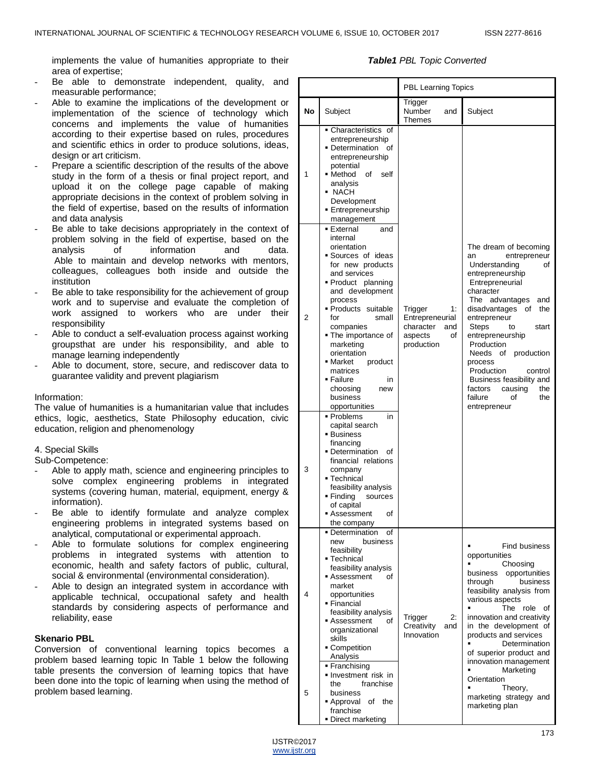implements the value of humanities appropriate to their area of expertise;

- Be able to demonstrate independent, quality, and measurable performance;
- Able to examine the implications of the development or implementation of the science of technology which concerns and implements the value of humanities according to their expertise based on rules, procedures and scientific ethics in order to produce solutions, ideas, design or art criticism.
- Prepare a scientific description of the results of the above study in the form of a thesis or final project report, and upload it on the college page capable of making appropriate decisions in the context of problem solving in the field of expertise, based on the results of information and data analysis
- Be able to take decisions appropriately in the context of problem solving in the field of expertise, based on the analysis of information and data. Able to maintain and develop networks with mentors, colleagues, colleagues both inside and outside the institution
- Be able to take responsibility for the achievement of group work and to supervise and evaluate the completion of work assigned to workers who are under their responsibility
- Able to conduct a self-evaluation process against working groupsthat are under his responsibility, and able to manage learning independently
- Able to document, store, secure, and rediscover data to guarantee validity and prevent plagiarism

Information:
The value of humanities is a humanitarian value that includes ethics, logic, aesthetics, State Philosophy education, civic education, religion and phenomenology

4. Special Skills
Sub-Competence:

- Able to apply math, science and engineering principles to solve complex engineering problems in integrated systems (covering human, material, equipment, energy & information).
- Be able to identify formulate and analyze complex engineering problems in integrated systems based on analytical, computational or experimental approach.
- Able to formulate solutions for complex engineering problems in integrated systems with attention to economic, health and safety factors of public, cultural, social & environmental (environmental consideration).
- Able to design an integrated system in accordance with applicable technical, occupational safety and health standards by considering aspects of performance and reliability, ease

**Skenario PBL**
Conversion of conventional learning topics becomes a problem based learning topic In Table 1 below the following table presents the conversion of learning topics that have been done into the topic of learning when using the method of problem based learning.

***Table1*** *PBL Topic Converted*

| | | PBL Learning Topics | |
|---|---|---|---|
| **No** | Subject | Trigger Number and Themes | Subject |
| 1 | ▪ Characteristics of entrepreneurship<br>▪ Determination of entrepreneurship potential<br>▪ Method of self analysis<br>▪ NACH Development<br>▪ Entrepreneurship management | Trigger 1: Entrepreneurial character and aspects of production | The dream of becoming an entrepreneur<br>Understanding of entrepreneurship<br>Entrepreneurial character<br>The advantages and disadvantages of the entrepreneur<br>Steps to start entrepreneurship<br>Production<br>Needs of production process<br>Production control<br>Business feasibility and factors causing the failure of the entrepreneur |
| 2 | ▪ External and internal orientation<br>▪ Sources of ideas for new products and services<br>▪ Product planning and development process<br>▪ Products suitable for small companies<br>▪ The importance of marketing orientation<br>▪ Market product matrices<br>▪ Failure in choosing new business opportunities | | |
| 3 | ▪ Problems in capital search<br>▪ Business financing<br>▪ Determination of financial relations company<br>▪ Technical feasibility analysis<br>▪ Finding sources of capital<br>▪ Assessment of the company | | |
| 4 | ▪ Determination of new business feasibility<br>▪ Technical feasibility analysis<br>▪ Assessment of market opportunities<br>▪ Financial feasibility analysis<br>▪ Assessment of organizational skills<br>▪ Competition Analysis | Trigger 2: Creativity and Innovation | ▪ Find business opportunities<br>▪ Choosing business opportunities through business feasibility analysis from various aspects<br>▪ The role of innovation and creativity in the development of products and services<br>▪ Determination of superior product and innovation management<br>▪ Marketing Orientation<br>▪ Theory, marketing strategy and marketing plan |
| 5 | ▪ Franchising<br>▪ Investment risk in the franchise business<br>▪ Approval of the franchise<br>▪ Direct marketing | | |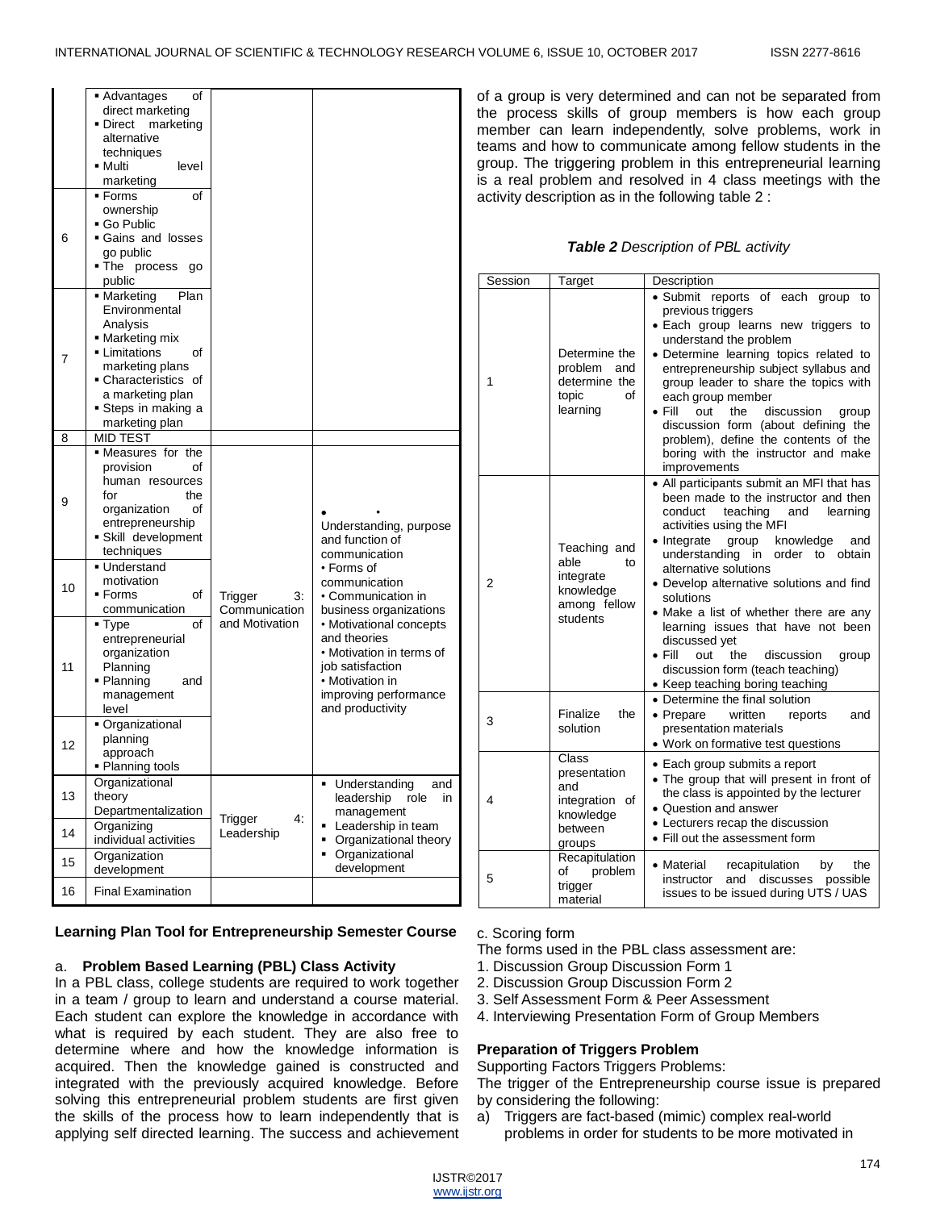| | | | |
|---|---|---|---|
| | ▪ Advantages of direct marketing ▪ Direct marketing alternative techniques ▪ Multi level marketing | | |
| 6 | ▪ Forms of ownership ▪ Go Public ▪ Gains and losses go public ▪ The process go public | | |
| 7 | ▪ Marketing Plan Environmental Analysis ▪ Marketing mix ▪ Limitations of marketing plans ▪ Characteristics of a marketing plan ▪ Steps in making a marketing plan | | |
| 8 | MID TEST | | |
| 9 | ▪ Measures for the provision of human resources for the organization of entrepreneurship ▪ Skill development techniques | Trigger 3: Communication and Motivation | • • Understanding, purpose and function of communication • Forms of communication • Communication in business organizations • Motivational concepts and theories • Motivation in terms of job satisfaction • Motivation in improving performance and productivity |
| 10 | ▪ Understand motivation ▪ Forms of communication | | |
| 11 | ▪ Type of entrepreneurial organization Planning ▪ Planning and management level | | |
| 12 | ▪ Organizational planning approach ▪ Planning tools | | |
| 13 | Organizational theory Departmentalization | Trigger 4: Leadership | ▪ Understanding and leadership role in management ▪ Leadership in team ▪ Organizational theory ▪ Organizational development |
| 14 | Organizing individual activities | | |
| 15 | Organization development | | |
| 16 | Final Examination | | |

**Learning Plan Tool for Entrepreneurship Semester Course**

a. **Problem Based Learning (PBL) Class Activity**

In a PBL class, college students are required to work together in a team / group to learn and understand a course material. Each student can explore the knowledge in accordance with what is required by each student. They are also free to determine where and how the knowledge information is acquired. Then the knowledge gained is constructed and integrated with the previously acquired knowledge. Before solving this entrepreneurial problem students are first given the skills of the process how to learn independently that is applying self directed learning. The success and achievement of a group is very determined and can not be separated from the process skills of group members is how each group member can learn independently, solve problems, work in teams and how to communicate among fellow students in the group. The triggering problem in this entrepreneurial learning is a real problem and resolved in 4 class meetings with the activity description as in the following table 2 :

***Table 2** Description of PBL activity*

| Session | Target | Description |
|---|---|---|
| 1 | Determine the problem and determine the topic of learning | • Submit reports of each group to previous triggers • Each group learns new triggers to understand the problem • Determine learning topics related to entrepreneurship subject syllabus and group leader to share the topics with each group member • Fill out the discussion group discussion form (about defining the problem), define the contents of the boring with the instructor and make improvements |
| 2 | Teaching and able to integrate knowledge among fellow students | • All participants submit an MFI that has been made to the instructor and then conduct teaching and learning activities using the MFI • Integrate group knowledge and understanding in order to obtain alternative solutions • Develop alternative solutions and find solutions • Make a list of whether there are any learning issues that have not been discussed yet • Fill out the discussion group discussion form (teach teaching) • Keep teaching boring teaching |
| 3 | Finalize the solution | • Determine the final solution • Prepare written reports and presentation materials • Work on formative test questions |
| 4 | Class presentation and integration of knowledge between groups | • Each group submits a report • The group that will present in front of the class is appointed by the lecturer • Question and answer • Lecturers recap the discussion • Fill out the assessment form |
| 5 | Recapitulation of problem trigger material | • Material recapitulation by the instructor and discusses possible issues to be issued during UTS / UAS |

c. Scoring form

The forms used in the PBL class assessment are:

1. Discussion Group Discussion Form 1
2. Discussion Group Discussion Form 2
3. Self Assessment Form & Peer Assessment
4. Interviewing Presentation Form of Group Members

**Preparation of Triggers Problem**

Supporting Factors Triggers Problems:

The trigger of the Entrepreneurship course issue is prepared by considering the following:

a) Triggers are fact-based (mimic) complex real-world problems in order for students to be more motivated in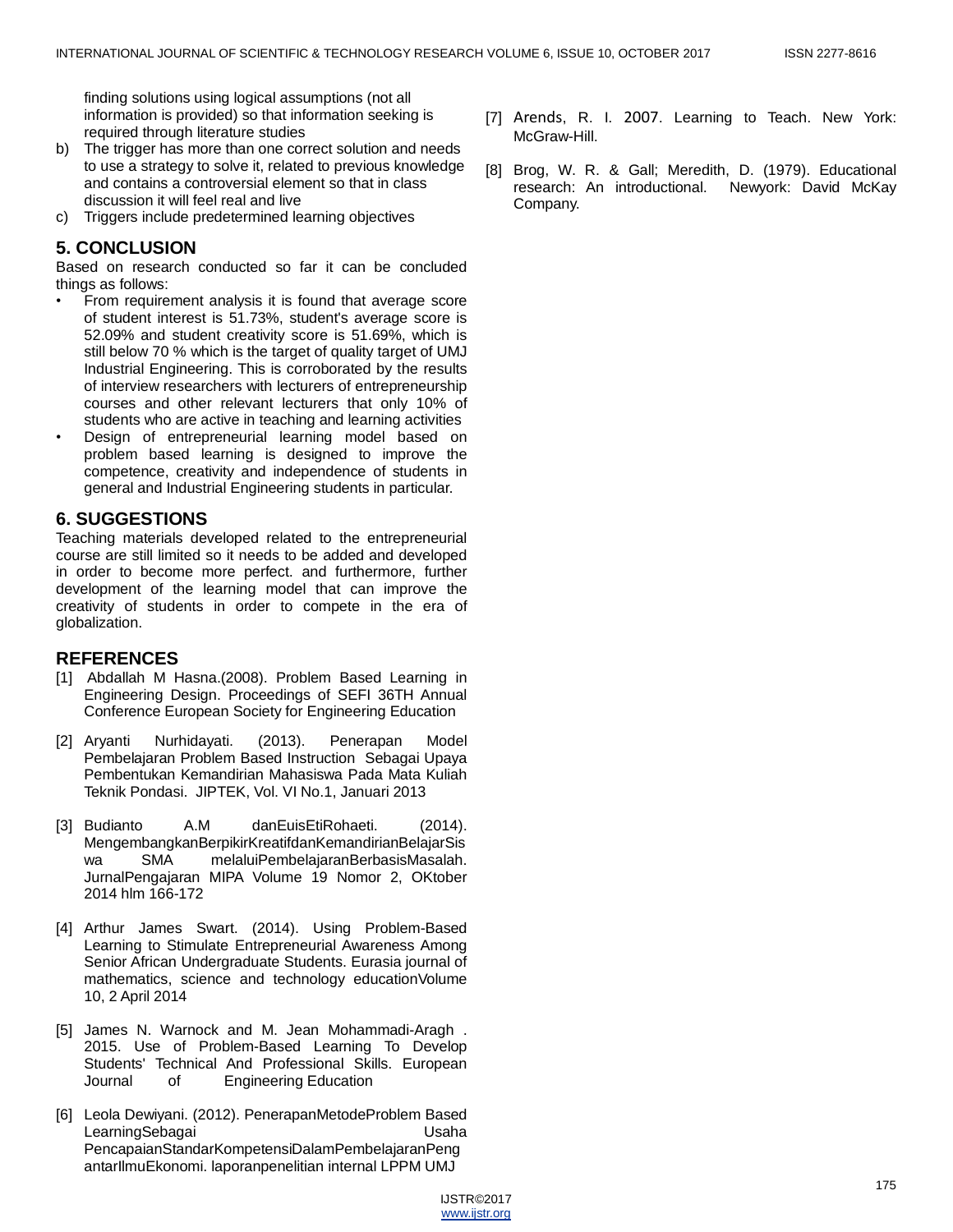finding solutions using logical assumptions (not all information is provided) so that information seeking is required through literature studies

b) The trigger has more than one correct solution and needs to use a strategy to solve it, related to previous knowledge and contains a controversial element so that in class discussion it will feel real and live

c) Triggers include predetermined learning objectives

## 5. CONCLUSION

Based on research conducted so far it can be concluded things as follows:

- From requirement analysis it is found that average score of student interest is 51.73%, student's average score is 52.09% and student creativity score is 51.69%, which is still below 70 % which is the target of quality target of UMJ Industrial Engineering. This is corroborated by the results of interview researchers with lecturers of entrepreneurship courses and other relevant lecturers that only 10% of students who are active in teaching and learning activities
- Design of entrepreneurial learning model based on problem based learning is designed to improve the competence, creativity and independence of students in general and Industrial Engineering students in particular.

## 6. SUGGESTIONS

Teaching materials developed related to the entrepreneurial course are still limited so it needs to be added and developed in order to become more perfect. and furthermore, further development of the learning model that can improve the creativity of students in order to compete in the era of globalization.

## REFERENCES

[1] Abdallah M Hasna.(2008). Problem Based Learning in Engineering Design. Proceedings of SEFI 36TH Annual Conference European Society for Engineering Education

[2] Aryanti Nurhidayati. (2013). Penerapan Model Pembelajaran Problem Based Instruction Sebagai Upaya Pembentukan Kemandirian Mahasiswa Pada Mata Kuliah Teknik Pondasi. JIPTEK, Vol. VI No.1, Januari 2013

[3] Budianto A.M danEuisEtiRohaeti. (2014). MengembangkanBerpikirKreatifdanKemandirianBelajarSiswa SMA melaluiPembelajaranBerbasisMasalah. JurnalPengajaran MIPA Volume 19 Nomor 2, OKtober 2014 hlm 166-172

[4] Arthur James Swart. (2014). Using Problem-Based Learning to Stimulate Entrepreneurial Awareness Among Senior African Undergraduate Students. Eurasia journal of mathematics, science and technology educationVolume 10, 2 April 2014

[5] James N. Warnock and M. Jean Mohammadi-Aragh . 2015. Use of Problem-Based Learning To Develop Students' Technical And Professional Skills. European Journal of Engineering Education

[6] Leola Dewiyani. (2012). PenerapanMetodeProblem Based LearningSebagai Usaha PencapaianStandarKompetensiDalamPembelajaranPengantarIlmuEkonomi. laporanpenelitian internal LPPM UMJ

[7] Arends, R. I. 2007. Learning to Teach. New York: McGraw-Hill.

[8] Brog, W. R. & Gall; Meredith, D. (1979). Educational research: An introductional. Newyork: David McKay Company.